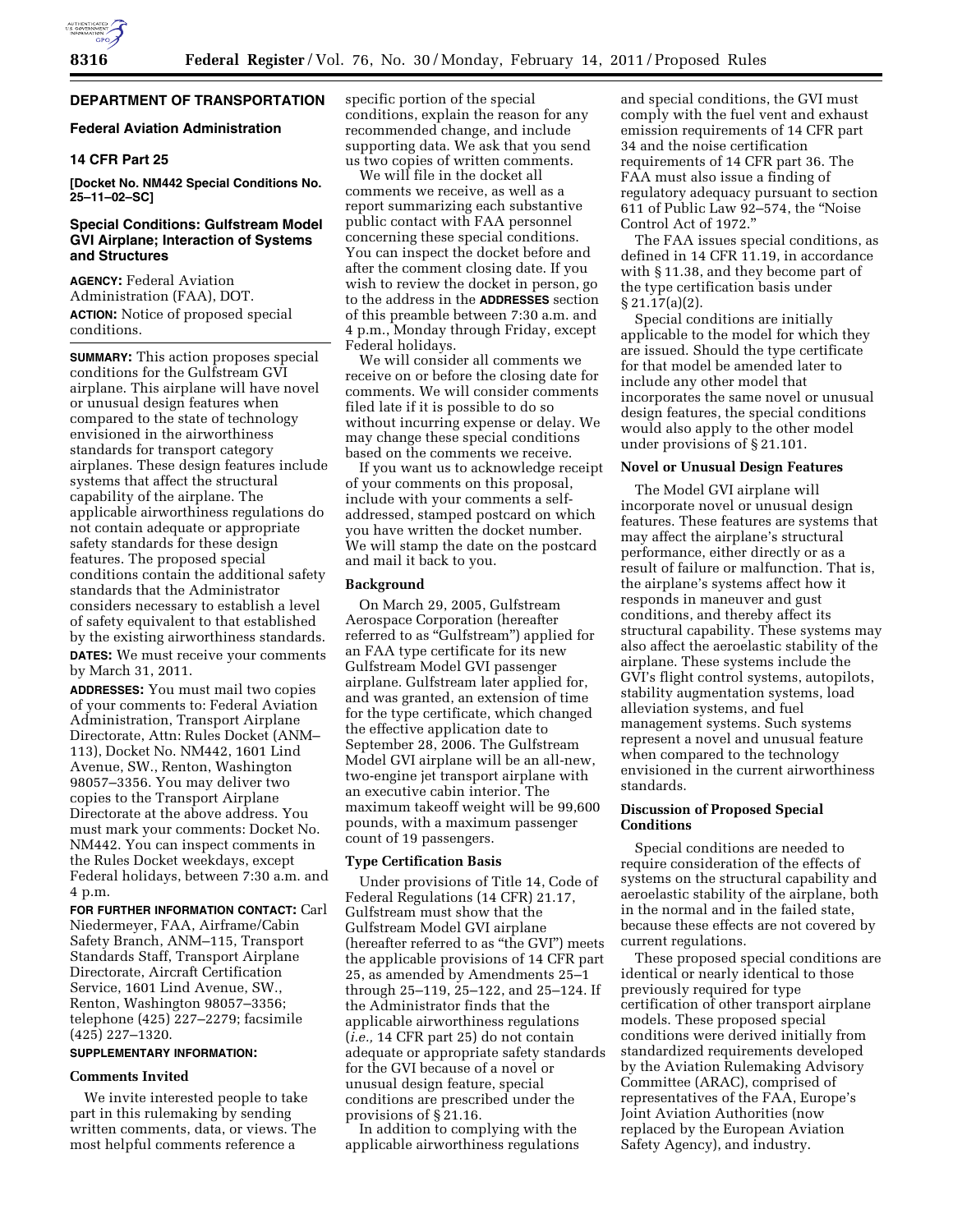## DEPARTMENT OF TRANSPORTATION

### Federal Aviation Administration

### 14 CFR Part 25

**[Docket No. NM442 Special Conditions No. 25–11–02–SC]**

### Special Conditions: Gulfstream Model GVI Airplane; Interaction of Systems and Structures

**AGENCY:** Federal Aviation Administration (FAA), DOT.

**ACTION:** Notice of proposed special conditions.

**SUMMARY:** This action proposes special conditions for the Gulfstream GVI airplane. This airplane will have novel or unusual design features when compared to the state of technology envisioned in the airworthiness standards for transport category airplanes. These design features include systems that affect the structural capability of the airplane. The applicable airworthiness regulations do not contain adequate or appropriate safety standards for these design features. The proposed special conditions contain the additional safety standards that the Administrator considers necessary to establish a level of safety equivalent to that established by the existing airworthiness standards.

**DATES:** We must receive your comments by March 31, 2011.

**ADDRESSES:** You must mail two copies of your comments to: Federal Aviation Administration, Transport Airplane Directorate, Attn: Rules Docket (ANM–113), Docket No. NM442, 1601 Lind Avenue, SW., Renton, Washington 98057–3356. You may deliver two copies to the Transport Airplane Directorate at the above address. You must mark your comments: Docket No. NM442. You can inspect comments in the Rules Docket weekdays, except Federal holidays, between 7:30 a.m. and 4 p.m.

**FOR FURTHER INFORMATION CONTACT:** Carl Niedermeyer, FAA, Airframe/Cabin Safety Branch, ANM–115, Transport Standards Staff, Transport Airplane Directorate, Aircraft Certification Service, 1601 Lind Avenue, SW., Renton, Washington 98057–3356; telephone (425) 227–2279; facsimile (425) 227–1320.

**SUPPLEMENTARY INFORMATION:**

#### Comments Invited

We invite interested people to take part in this rulemaking by sending written comments, data, or views. The most helpful comments reference a specific portion of the special conditions, explain the reason for any recommended change, and include supporting data. We ask that you send us two copies of written comments.

We will file in the docket all comments we receive, as well as a report summarizing each substantive public contact with FAA personnel concerning these special conditions. You can inspect the docket before and after the comment closing date. If you wish to review the docket in person, go to the address in the **ADDRESSES** section of this preamble between 7:30 a.m. and 4 p.m., Monday through Friday, except Federal holidays.

We will consider all comments we receive on or before the closing date for comments. We will consider comments filed late if it is possible to do so without incurring expense or delay. We may change these special conditions based on the comments we receive.

If you want us to acknowledge receipt of your comments on this proposal, include with your comments a self-addressed, stamped postcard on which you have written the docket number. We will stamp the date on the postcard and mail it back to you.

#### Background

On March 29, 2005, Gulfstream Aerospace Corporation (hereafter referred to as "Gulfstream") applied for an FAA type certificate for its new Gulfstream Model GVI passenger airplane. Gulfstream later applied for, and was granted, an extension of time for the type certificate, which changed the effective application date to September 28, 2006. The Gulfstream Model GVI airplane will be an all-new, two-engine jet transport airplane with an executive cabin interior. The maximum takeoff weight will be 99,600 pounds, with a maximum passenger count of 19 passengers.

#### Type Certification Basis

Under provisions of Title 14, Code of Federal Regulations (14 CFR) 21.17, Gulfstream must show that the Gulfstream Model GVI airplane (hereafter referred to as "the GVI") meets the applicable provisions of 14 CFR part 25, as amended by Amendments 25–1 through 25–119, 25–122, and 25–124. If the Administrator finds that the applicable airworthiness regulations (*i.e.,* 14 CFR part 25) do not contain adequate or appropriate safety standards for the GVI because of a novel or unusual design feature, special conditions are prescribed under the provisions of § 21.16.

In addition to complying with the applicable airworthiness regulations and special conditions, the GVI must comply with the fuel vent and exhaust emission requirements of 14 CFR part 34 and the noise certification requirements of 14 CFR part 36. The FAA must also issue a finding of regulatory adequacy pursuant to section 611 of Public Law 92–574, the "Noise Control Act of 1972."

The FAA issues special conditions, as defined in 14 CFR 11.19, in accordance with § 11.38, and they become part of the type certification basis under § 21.17(a)(2).

Special conditions are initially applicable to the model for which they are issued. Should the type certificate for that model be amended later to include any other model that incorporates the same novel or unusual design features, the special conditions would also apply to the other model under provisions of § 21.101.

#### Novel or Unusual Design Features

The Model GVI airplane will incorporate novel or unusual design features. These features are systems that may affect the airplane's structural performance, either directly or as a result of failure or malfunction. That is, the airplane's systems affect how it responds in maneuver and gust conditions, and thereby affect its structural capability. These systems may also affect the aeroelastic stability of the airplane. These systems include the GVI's flight control systems, autopilots, stability augmentation systems, load alleviation systems, and fuel management systems. Such systems represent a novel and unusual feature when compared to the technology envisioned in the current airworthiness standards.

#### Discussion of Proposed Special Conditions

Special conditions are needed to require consideration of the effects of systems on the structural capability and aeroelastic stability of the airplane, both in the normal and in the failed state, because these effects are not covered by current regulations.

These proposed special conditions are identical or nearly identical to those previously required for type certification of other transport airplane models. These proposed special conditions were derived initially from standardized requirements developed by the Aviation Rulemaking Advisory Committee (ARAC), comprised of representatives of the FAA, Europe's Joint Aviation Authorities (now replaced by the European Aviation Safety Agency), and industry.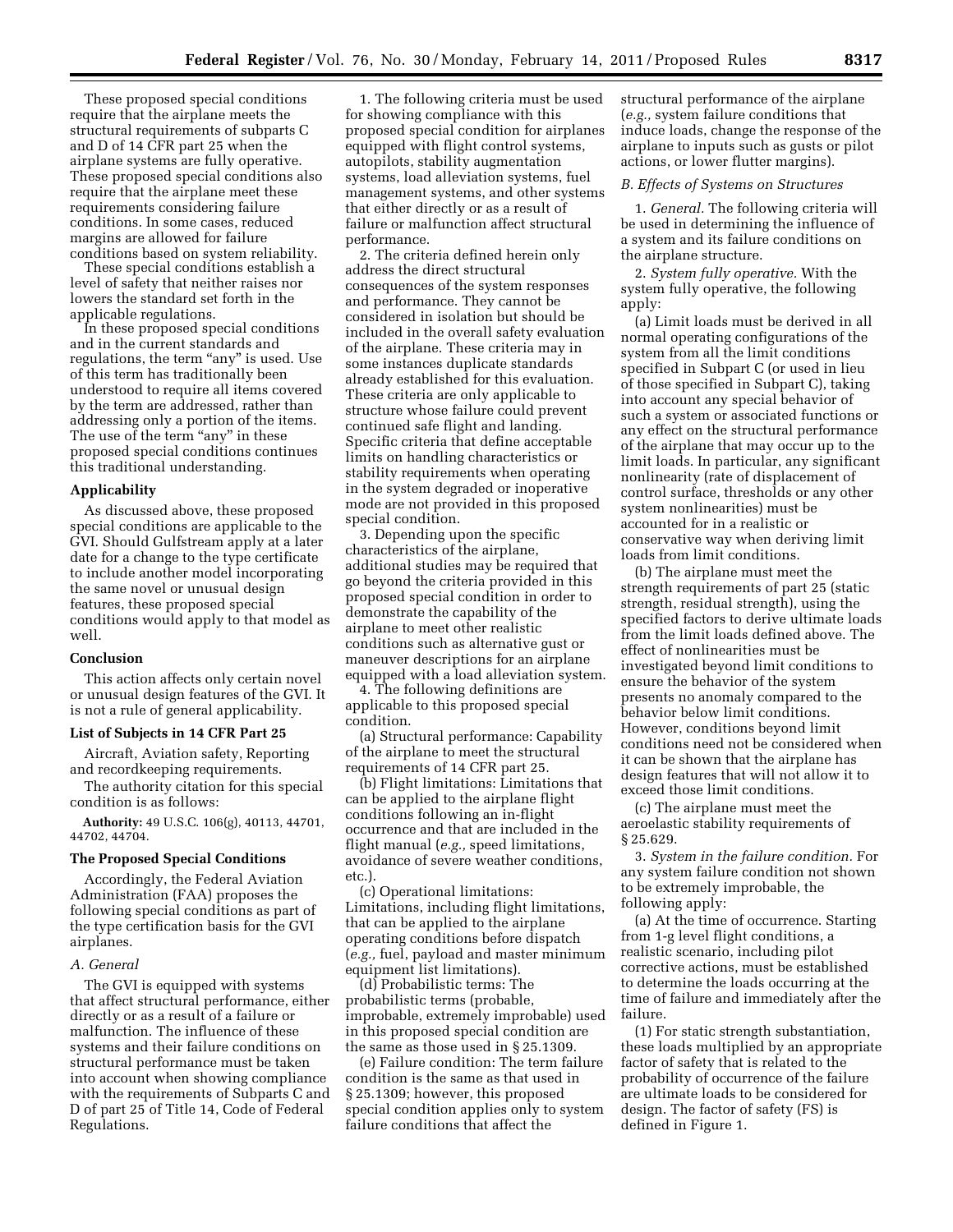These proposed special conditions require that the airplane meets the structural requirements of subparts C and D of 14 CFR part 25 when the airplane systems are fully operative. These proposed special conditions also require that the airplane meet these requirements considering failure conditions. In some cases, reduced margins are allowed for failure conditions based on system reliability.

These special conditions establish a level of safety that neither raises nor lowers the standard set forth in the applicable regulations.

In these proposed special conditions and in the current standards and regulations, the term "any" is used. Use of this term has traditionally been understood to require all items covered by the term are addressed, rather than addressing only a portion of the items. The use of the term "any" in these proposed special conditions continues this traditional understanding.

## Applicability

As discussed above, these proposed special conditions are applicable to the GVI. Should Gulfstream apply at a later date for a change to the type certificate to include another model incorporating the same novel or unusual design features, these proposed special conditions would apply to that model as well.

## Conclusion

This action affects only certain novel or unusual design features of the GVI. It is not a rule of general applicability.

## List of Subjects in 14 CFR Part 25

Aircraft, Aviation safety, Reporting and recordkeeping requirements.

The authority citation for this special condition is as follows:

**Authority:** 49 U.S.C. 106(g), 40113, 44701, 44702, 44704.

## The Proposed Special Conditions

Accordingly, the Federal Aviation Administration (FAA) proposes the following special conditions as part of the type certification basis for the GVI airplanes.

### *A. General*

The GVI is equipped with systems that affect structural performance, either directly or as a result of a failure or malfunction. The influence of these systems and their failure conditions on structural performance must be taken into account when showing compliance with the requirements of Subparts C and D of part 25 of Title 14, Code of Federal Regulations.

1. The following criteria must be used for showing compliance with this proposed special condition for airplanes equipped with flight control systems, autopilots, stability augmentation systems, load alleviation systems, fuel management systems, and other systems that either directly or as a result of failure or malfunction affect structural performance.

2. The criteria defined herein only address the direct structural consequences of the system responses and performance. They cannot be considered in isolation but should be included in the overall safety evaluation of the airplane. These criteria may in some instances duplicate standards already established for this evaluation. These criteria are only applicable to structure whose failure could prevent continued safe flight and landing. Specific criteria that define acceptable limits on handling characteristics or stability requirements when operating in the system degraded or inoperative mode are not provided in this proposed special condition.

3. Depending upon the specific characteristics of the airplane, additional studies may be required that go beyond the criteria provided in this proposed special condition in order to demonstrate the capability of the airplane to meet other realistic conditions such as alternative gust or maneuver descriptions for an airplane equipped with a load alleviation system.

4. The following definitions are applicable to this proposed special condition.

(a) Structural performance: Capability of the airplane to meet the structural requirements of 14 CFR part 25.

(b) Flight limitations: Limitations that can be applied to the airplane flight conditions following an in-flight occurrence and that are included in the flight manual (*e.g.,* speed limitations, avoidance of severe weather conditions, etc.).

(c) Operational limitations: Limitations, including flight limitations, that can be applied to the airplane operating conditions before dispatch (*e.g.,* fuel, payload and master minimum equipment list limitations).

(d) Probabilistic terms: The probabilistic terms (probable, improbable, extremely improbable) used in this proposed special condition are the same as those used in § 25.1309.

(e) Failure condition: The term failure condition is the same as that used in § 25.1309; however, this proposed special condition applies only to system failure conditions that affect the structural performance of the airplane (*e.g.,* system failure conditions that induce loads, change the response of the airplane to inputs such as gusts or pilot actions, or lower flutter margins).

### *B. Effects of Systems on Structures*

1. *General.* The following criteria will be used in determining the influence of a system and its failure conditions on the airplane structure.

2. *System fully operative.* With the system fully operative, the following apply:

(a) Limit loads must be derived in all normal operating configurations of the system from all the limit conditions specified in Subpart C (or used in lieu of those specified in Subpart C), taking into account any special behavior of such a system or associated functions or any effect on the structural performance of the airplane that may occur up to the limit loads. In particular, any significant nonlinearity (rate of displacement of control surface, thresholds or any other system nonlinearities) must be accounted for in a realistic or conservative way when deriving limit loads from limit conditions.

(b) The airplane must meet the strength requirements of part 25 (static strength, residual strength), using the specified factors to derive ultimate loads from the limit loads defined above. The effect of nonlinearities must be investigated beyond limit conditions to ensure the behavior of the system presents no anomaly compared to the behavior below limit conditions. However, conditions beyond limit conditions need not be considered when it can be shown that the airplane has design features that will not allow it to exceed those limit conditions.

(c) The airplane must meet the aeroelastic stability requirements of § 25.629.

3. *System in the failure condition.* For any system failure condition not shown to be extremely improbable, the following apply:

(a) At the time of occurrence. Starting from 1-g level flight conditions, a realistic scenario, including pilot corrective actions, must be established to determine the loads occurring at the time of failure and immediately after the failure.

(1) For static strength substantiation, these loads multiplied by an appropriate factor of safety that is related to the probability of occurrence of the failure are ultimate loads to be considered for design. The factor of safety (FS) is defined in Figure 1.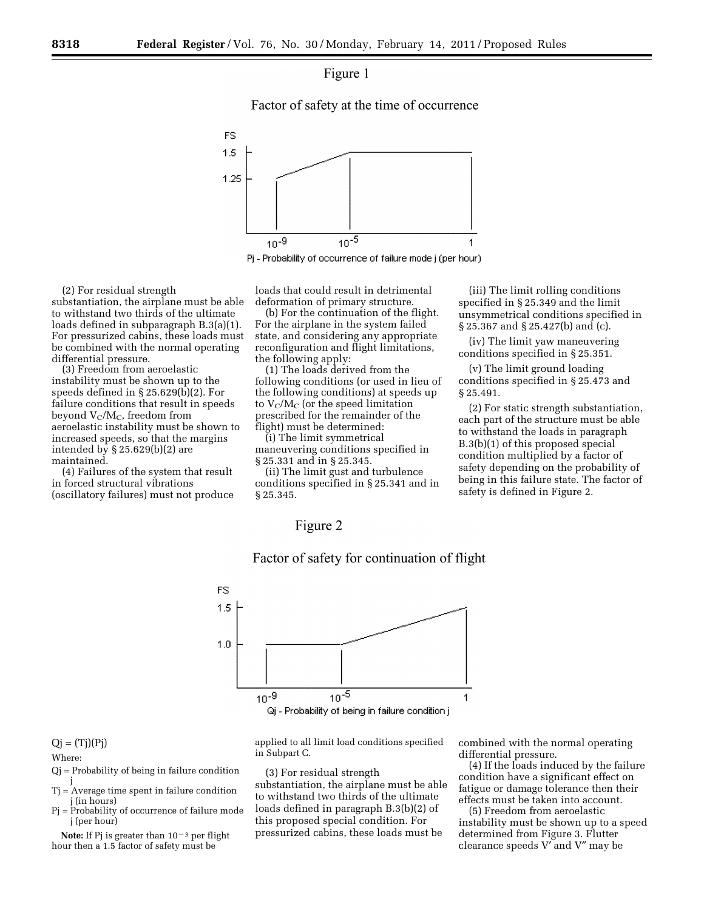Figure 1

Factor of safety at the time of occurrence

FS

1.5

1.25

$10^{-9}$ $10^{-5}$ 1

Pj - Probability of occurrence of failure mode j (per hour)

(2) For residual strength substantiation, the airplane must be able to withstand two thirds of the ultimate loads defined in subparagraph B.3(a)(1). For pressurized cabins, these loads must be combined with the normal operating differential pressure.

(3) Freedom from aeroelastic instability must be shown up to the speeds defined in § 25.629(b)(2). For failure conditions that result in speeds beyond $V_C/M_C$, freedom from aeroelastic instability must be shown to increased speeds, so that the margins intended by § 25.629(b)(2) are maintained.

(4) Failures of the system that result in forced structural vibrations (oscillatory failures) must not produce loads that could result in detrimental deformation of primary structure.

(b) For the continuation of the flight. For the airplane in the system failed state, and considering any appropriate reconfiguration and flight limitations, the following apply:

(1) The loads derived from the following conditions (or used in lieu of the following conditions) at speeds up to $V_C/M_C$ (or the speed limitation prescribed for the remainder of the flight) must be determined:

(i) The limit symmetrical maneuvering conditions specified in § 25.331 and in § 25.345.

(ii) The limit gust and turbulence conditions specified in § 25.341 and in § 25.345.

(iii) The limit rolling conditions specified in § 25.349 and the limit unsymmetrical conditions specified in § 25.367 and § 25.427(b) and (c).

(iv) The limit yaw maneuvering conditions specified in § 25.351.

(v) The limit ground loading conditions specified in § 25.473 and § 25.491.

(2) For static strength substantiation, each part of the structure must be able to withstand the loads in paragraph B.3(b)(1) of this proposed special condition multiplied by a factor of safety depending on the probability of being in this failure state. The factor of safety is defined in Figure 2.

Figure 2

Factor of safety for continuation of flight

FS

1.5

1.0

$10^{-9}$ $10^{-5}$ 1

Qj - Probability of being in failure condition j

Qj = (Tj)(Pj)

Where:

Qj = Probability of being in failure condition j

Tj = Average time spent in failure condition j (in hours)

Pj = Probability of occurrence of failure mode j (per hour)

**Note:** If Pj is greater than $10^{-3}$ per flight hour then a 1.5 factor of safety must be applied to all limit load conditions specified in Subpart C.

(3) For residual strength substantiation, the airplane must be able to withstand two thirds of the ultimate loads defined in paragraph B.3(b)(2) of this proposed special condition. For pressurized cabins, these loads must be combined with the normal operating differential pressure.

(4) If the loads induced by the failure condition have a significant effect on fatigue or damage tolerance then their effects must be taken into account.

(5) Freedom from aeroelastic instability must be shown up to a speed determined from Figure 3. Flutter clearance speeds V′ and V″ may be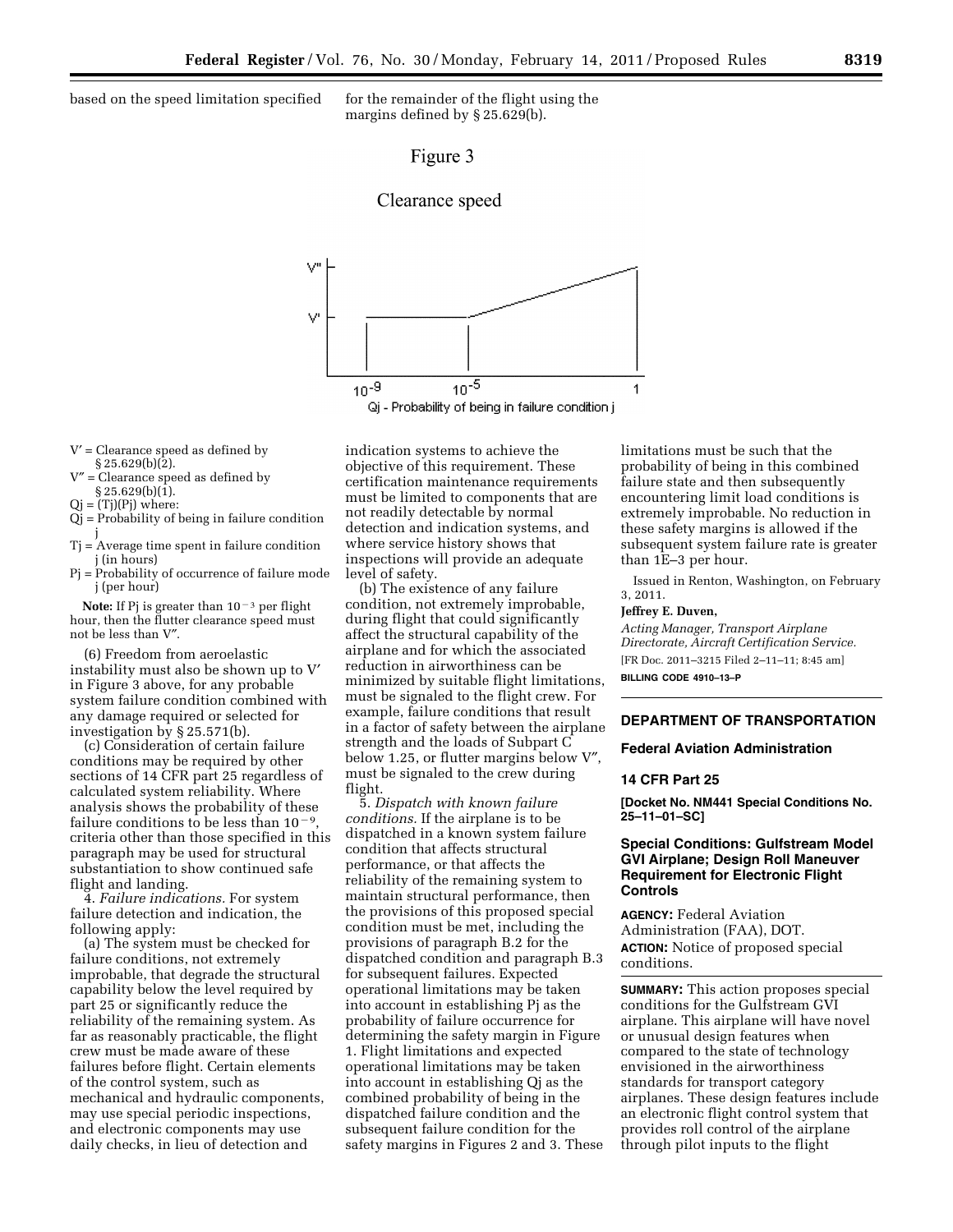based on the speed limitation specified for the remainder of the flight using the margins defined by § 25.629(b).

Figure 3

Clearance speed

V"

V'

$10^{-9}$

$10^{-5}$

1

Qj - Probability of being in failure condition j

V′ = Clearance speed as defined by § 25.629(b)(2).

V″ = Clearance speed as defined by § 25.629(b)(1).

Qj = (Tj)(Pj) where:

Qj = Probability of being in failure condition j

Tj = Average time spent in failure condition j (in hours)

Pj = Probability of occurrence of failure mode j (per hour)

**Note:** If Pj is greater than $10^{-3}$ per flight hour, then the flutter clearance speed must not be less than V″.

(6) Freedom from aeroelastic instability must also be shown up to V′ in Figure 3 above, for any probable system failure condition combined with any damage required or selected for investigation by § 25.571(b).

(c) Consideration of certain failure conditions may be required by other sections of 14 CFR part 25 regardless of calculated system reliability. Where analysis shows the probability of these failure conditions to be less than $10^{-9}$, criteria other than those specified in this paragraph may be used for structural substantiation to show continued safe flight and landing.

4. *Failure indications.* For system failure detection and indication, the following apply:

(a) The system must be checked for failure conditions, not extremely improbable, that degrade the structural capability below the level required by part 25 or significantly reduce the reliability of the remaining system. As far as reasonably practicable, the flight crew must be made aware of these failures before flight. Certain elements of the control system, such as mechanical and hydraulic components, may use special periodic inspections, and electronic components may use daily checks, in lieu of detection and indication systems to achieve the objective of this requirement. These certification maintenance requirements must be limited to components that are not readily detectable by normal detection and indication systems, and where service history shows that inspections will provide an adequate level of safety.

(b) The existence of any failure condition, not extremely improbable, during flight that could significantly affect the structural capability of the airplane and for which the associated reduction in airworthiness can be minimized by suitable flight limitations, must be signaled to the flight crew. For example, failure conditions that result in a factor of safety between the airplane strength and the loads of Subpart C below 1.25, or flutter margins below V″, must be signaled to the crew during flight.

5. *Dispatch with known failure conditions.* If the airplane is to be dispatched in a known system failure condition that affects structural performance, or that affects the reliability of the remaining system to maintain structural performance, then the provisions of this proposed special condition must be met, including the provisions of paragraph B.2 for the dispatched condition and paragraph B.3 for subsequent failures. Expected operational limitations may be taken into account in establishing Pj as the probability of failure occurrence for determining the safety margin in Figure 1. Flight limitations and expected operational limitations may be taken into account in establishing Qj as the combined probability of being in the dispatched failure condition and the subsequent failure condition for the safety margins in Figures 2 and 3. These limitations must be such that the probability of being in this combined failure state and then subsequently encountering limit load conditions is extremely improbable. No reduction in these safety margins is allowed if the subsequent system failure rate is greater than 1E–3 per hour.

Issued in Renton, Washington, on February 3, 2011.

**Jeffrey E. Duven,**

*Acting Manager, Transport Airplane Directorate, Aircraft Certification Service.*

[FR Doc. 2011–3215 Filed 2–11–11; 8:45 am]

**BILLING CODE 4910–13–P**

---

## DEPARTMENT OF TRANSPORTATION

### Federal Aviation Administration

### 14 CFR Part 25

**[Docket No. NM441 Special Conditions No. 25–11–01–SC]**

### Special Conditions: Gulfstream Model GVI Airplane; Design Roll Maneuver Requirement for Electronic Flight Controls

**AGENCY:** Federal Aviation Administration (FAA), DOT.

**ACTION:** Notice of proposed special conditions.

---

**SUMMARY:** This action proposes special conditions for the Gulfstream GVI airplane. This airplane will have novel or unusual design features when compared to the state of technology envisioned in the airworthiness standards for transport category airplanes. These design features include an electronic flight control system that provides roll control of the airplane through pilot inputs to the flight